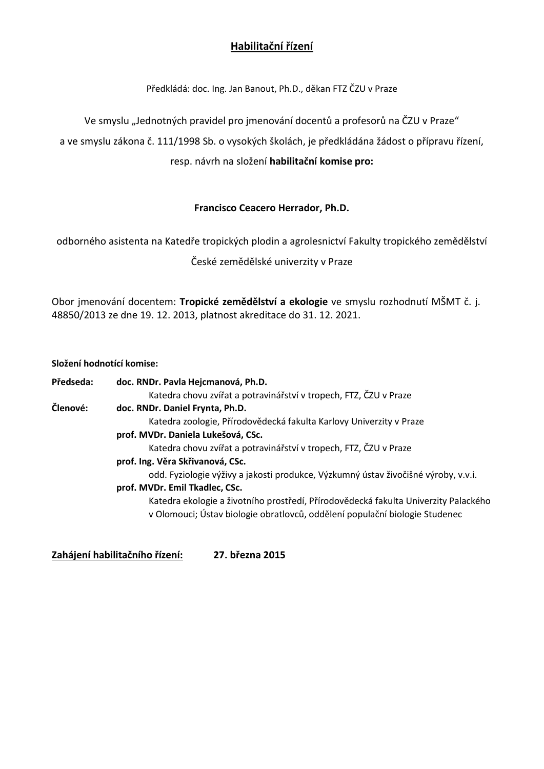# **Habilitační řízení**

Předkládá: doc. Ing. Jan Banout, Ph.D., děkan FTZ ČZU v Praze

Ve smyslu „Jednotných pravidel pro jmenování docentů a profesorů na ČZU v Praze"
a ve smyslu zákona č. 111/1998 Sb. o vysokých školách, je předkládána žádost o přípravu řízení,
resp. návrh na složení **habilitační komise pro:**

**Francisco Ceacero Herrador, Ph.D.**

odborného asistenta na Katedře tropických plodin a agrolesnictví Fakulty tropického zemědělství
České zemědělské univerzity v Praze

Obor jmenování docentem: **Tropické zemědělství a ekologie** ve smyslu rozhodnutí MŠMT č. j. 48850/2013 ze dne 19. 12. 2013, platnost akreditace do 31. 12. 2021.

**Složení hodnotící komise:**

**Předseda:** **doc. RNDr. Pavla Hejcmanová, Ph.D.**
Katedra chovu zvířat a potravinářství v tropech, FTZ, ČZU v Praze

**Členové:** **doc. RNDr. Daniel Frynta, Ph.D.**
Katedra zoologie, Přírodovědecká fakulta Karlovy Univerzity v Praze

**prof. MVDr. Daniela Lukešová, CSc.**
Katedra chovu zvířat a potravinářství v tropech, FTZ, ČZU v Praze

**prof. Ing. Věra Skřivanová, CSc.**
odd. Fyziologie výživy a jakosti produkce, Výzkumný ústav živočišné výroby, v.v.i.

**prof. MVDr. Emil Tkadlec, CSc.**
Katedra ekologie a životního prostředí, Přírodovědecká fakulta Univerzity Palackého v Olomouci; Ústav biologie obratlovců, oddělení populační biologie Studenec

**Zahájení habilitačního řízení:** **27. března 2015**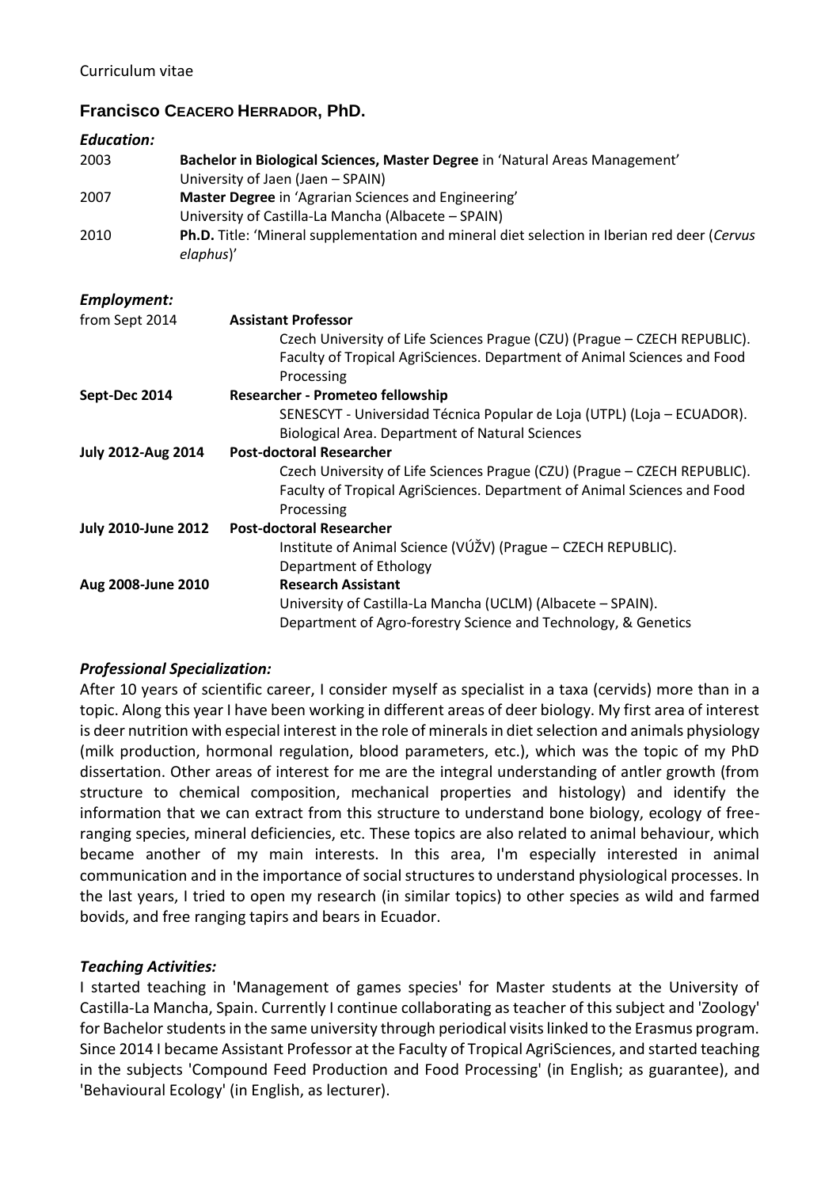Curriculum vitae

## Francisco CEACERO HERRADOR, PhD.

### *Education:*

2003 — **Bachelor in Biological Sciences, Master Degree** in 'Natural Areas Management'
University of Jaen (Jaen – SPAIN)

2007 — **Master Degree** in 'Agrarian Sciences and Engineering'
University of Castilla-La Mancha (Albacete – SPAIN)

2010 — **Ph.D.** Title: 'Mineral supplementation and mineral diet selection in Iberian red deer (*Cervus elaphus*)'

### *Employment:*

from Sept 2014 — **Assistant Professor**
Czech University of Life Sciences Prague (CZU) (Prague – CZECH REPUBLIC).
Faculty of Tropical AgriSciences. Department of Animal Sciences and Food Processing

**Sept-Dec 2014** — **Researcher - Prometeo fellowship**
SENESCYT - Universidad Técnica Popular de Loja (UTPL) (Loja – ECUADOR).
Biological Area. Department of Natural Sciences

**July 2012-Aug 2014** — **Post-doctoral Researcher**
Czech University of Life Sciences Prague (CZU) (Prague – CZECH REPUBLIC).
Faculty of Tropical AgriSciences. Department of Animal Sciences and Food Processing

**July 2010-June 2012** — **Post-doctoral Researcher**
Institute of Animal Science (VÚŽV) (Prague – CZECH REPUBLIC).
Department of Ethology

**Aug 2008-June 2010** — **Research Assistant**
University of Castilla-La Mancha (UCLM) (Albacete – SPAIN).
Department of Agro-forestry Science and Technology, & Genetics

### *Professional Specialization:*

After 10 years of scientific career, I consider myself as specialist in a taxa (cervids) more than in a topic. Along this year I have been working in different areas of deer biology. My first area of interest is deer nutrition with especial interest in the role of minerals in diet selection and animals physiology (milk production, hormonal regulation, blood parameters, etc.), which was the topic of my PhD dissertation. Other areas of interest for me are the integral understanding of antler growth (from structure to chemical composition, mechanical properties and histology) and identify the information that we can extract from this structure to understand bone biology, ecology of free-ranging species, mineral deficiencies, etc. These topics are also related to animal behaviour, which became another of my main interests. In this area, I'm especially interested in animal communication and in the importance of social structures to understand physiological processes. In the last years, I tried to open my research (in similar topics) to other species as wild and farmed bovids, and free ranging tapirs and bears in Ecuador.

### *Teaching Activities:*

I started teaching in 'Management of games species' for Master students at the University of Castilla-La Mancha, Spain. Currently I continue collaborating as teacher of this subject and 'Zoology' for Bachelor students in the same university through periodical visits linked to the Erasmus program. Since 2014 I became Assistant Professor at the Faculty of Tropical AgriSciences, and started teaching in the subjects 'Compound Feed Production and Food Processing' (in English; as guarantee), and 'Behavioural Ecology' (in English, as lecturer).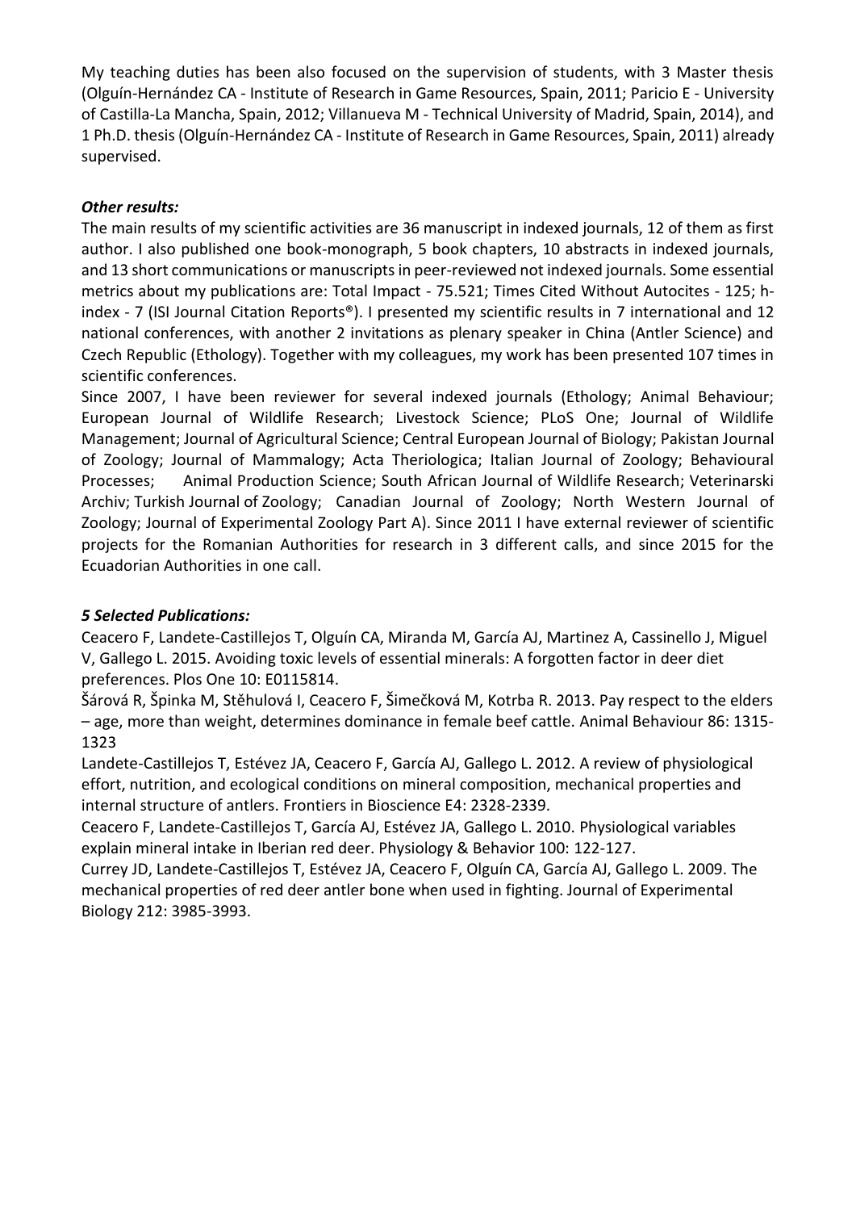My teaching duties has been also focused on the supervision of students, with 3 Master thesis (Olguín-Hernández CA - Institute of Research in Game Resources, Spain, 2011; Paricio E - University of Castilla-La Mancha, Spain, 2012; Villanueva M - Technical University of Madrid, Spain, 2014), and 1 Ph.D. thesis (Olguín-Hernández CA - Institute of Research in Game Resources, Spain, 2011) already supervised.

***Other results:***

The main results of my scientific activities are 36 manuscript in indexed journals, 12 of them as first author. I also published one book-monograph, 5 book chapters, 10 abstracts in indexed journals, and 13 short communications or manuscripts in peer-reviewed not indexed journals. Some essential metrics about my publications are: Total Impact - 75.521; Times Cited Without Autocites - 125; h-index - 7 (ISI Journal Citation Reports®). I presented my scientific results in 7 international and 12 national conferences, with another 2 invitations as plenary speaker in China (Antler Science) and Czech Republic (Ethology). Together with my colleagues, my work has been presented 107 times in scientific conferences.

Since 2007, I have been reviewer for several indexed journals (Ethology; Animal Behaviour; European Journal of Wildlife Research; Livestock Science; PLoS One; Journal of Wildlife Management; Journal of Agricultural Science; Central European Journal of Biology; Pakistan Journal of Zoology; Journal of Mammalogy; Acta Theriologica; Italian Journal of Zoology; Behavioural Processes; Animal Production Science; South African Journal of Wildlife Research; Veterinarski Archiv; Turkish Journal of Zoology; Canadian Journal of Zoology; North Western Journal of Zoology; Journal of Experimental Zoology Part A). Since 2011 I have external reviewer of scientific projects for the Romanian Authorities for research in 3 different calls, and since 2015 for the Ecuadorian Authorities in one call.

***5 Selected Publications:***

Ceacero F, Landete-Castillejos T, Olguín CA, Miranda M, García AJ, Martinez A, Cassinello J, Miguel V, Gallego L. 2015. Avoiding toxic levels of essential minerals: A forgotten factor in deer diet preferences. Plos One 10: E0115814.

Šárová R, Špinka M, Stěhulová I, Ceacero F, Šimečková M, Kotrba R. 2013. Pay respect to the elders – age, more than weight, determines dominance in female beef cattle. Animal Behaviour 86: 1315-1323

Landete-Castillejos T, Estévez JA, Ceacero F, García AJ, Gallego L. 2012. A review of physiological effort, nutrition, and ecological conditions on mineral composition, mechanical properties and internal structure of antlers. Frontiers in Bioscience E4: 2328-2339.

Ceacero F, Landete-Castillejos T, García AJ, Estévez JA, Gallego L. 2010. Physiological variables explain mineral intake in Iberian red deer. Physiology & Behavior 100: 122-127.

Currey JD, Landete-Castillejos T, Estévez JA, Ceacero F, Olguín CA, García AJ, Gallego L. 2009. The mechanical properties of red deer antler bone when used in fighting. Journal of Experimental Biology 212: 3985-3993.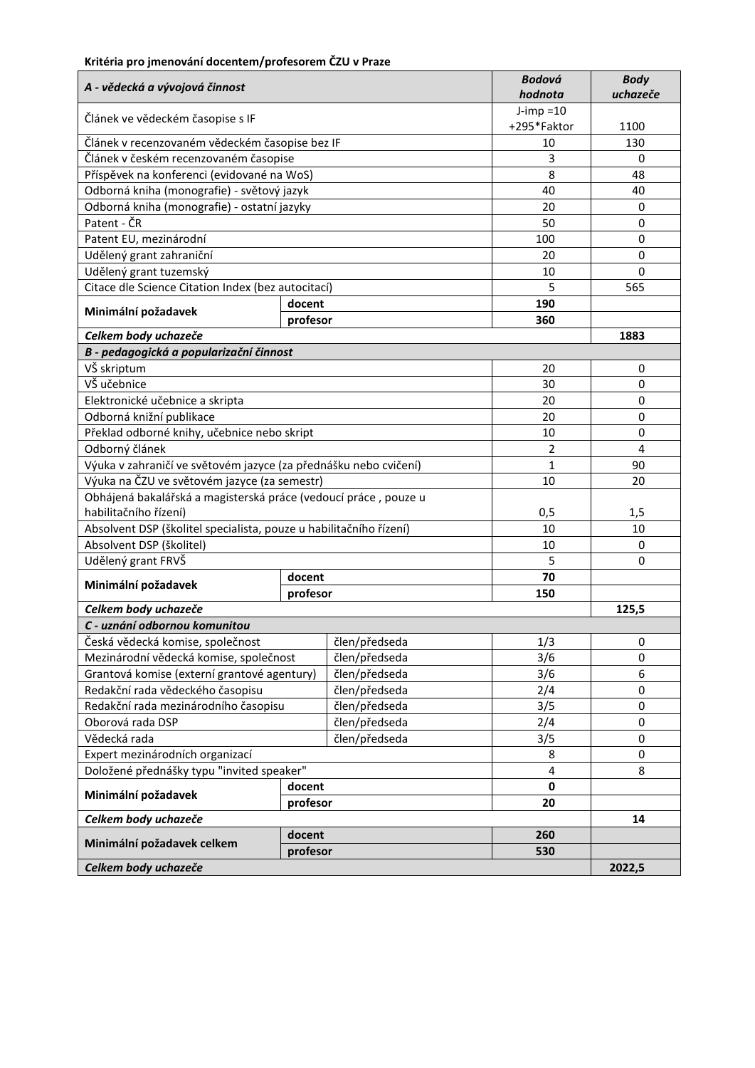**Kritéria pro jmenování docentem/profesorem ČZU v Praze**

| *A - vědecká a vývojová činnost* | | | *Bodová hodnota* | *Body uchazeče* |
|---|---|---|---|---|
| Článek ve vědeckém časopise s IF | | | J-imp =10 +295*Faktor | 1100 |
| Článek v recenzovaném vědeckém časopise bez IF | | | 10 | 130 |
| Článek v českém recenzovaném časopise | | | 3 | 0 |
| Příspěvek na konferenci (evidované na WoS) | | | 8 | 48 |
| Odborná kniha (monografie) - světový jazyk | | | 40 | 40 |
| Odborná kniha (monografie) - ostatní jazyky | | | 20 | 0 |
| Patent - ČR | | | 50 | 0 |
| Patent EU, mezinárodní | | | 100 | 0 |
| Udělený grant zahraniční | | | 20 | 0 |
| Udělený grant tuzemský | | | 10 | 0 |
| Citace dle Science Citation Index (bez autocitací) | | | 5 | 565 |
| **Minimální požadavek** | **docent** | | **190** | |
| | **profesor** | | **360** | |
| ***Celkem body uchazeče*** | | | | **1883** |
| ***B - pedagogická a popularizační činnost*** | | | | |
| VŠ skriptum | | | 20 | 0 |
| VŠ učebnice | | | 30 | 0 |
| Elektronické učebnice a skripta | | | 20 | 0 |
| Odborná knižní publikace | | | 20 | 0 |
| Překlad odborné knihy, učebnice nebo skript | | | 10 | 0 |
| Odborný článek | | | 2 | 4 |
| Výuka v zahraničí ve světovém jazyce (za přednášku nebo cvičení) | | | 1 | 90 |
| Výuka na ČZU ve světovém jazyce (za semestr) | | | 10 | 20 |
| Obhájená bakalářská a magisterská práce (vedoucí práce , pouze u habilitačního řízení) | | | 0,5 | 1,5 |
| Absolvent DSP (školitel specialista, pouze u habilitačního řízení) | | | 10 | 10 |
| Absolvent DSP (školitel) | | | 10 | 0 |
| Udělený grant FRVŠ | | | 5 | 0 |
| **Minimální požadavek** | **docent** | | **70** | |
| | **profesor** | | **150** | |
| ***Celkem body uchazeče*** | | | | **125,5** |
| ***C - uznání odbornou komunitou*** | | | | |
| Česká vědecká komise, společnost | | člen/předseda | 1/3 | 0 |
| Mezinárodní vědecká komise, společnost | | člen/předseda | 3/6 | 0 |
| Grantová komise (externí grantové agentury) | | člen/předseda | 3/6 | 6 |
| Redakční rada vědeckého časopisu | | člen/předseda | 2/4 | 0 |
| Redakční rada mezinárodního časopisu | | člen/předseda | 3/5 | 0 |
| Oborová rada DSP | | člen/předseda | 2/4 | 0 |
| Vědecká rada | | člen/předseda | 3/5 | 0 |
| Expert mezinárodních organizací | | | 8 | 0 |
| Doložené přednášky typu "invited speaker" | | | 4 | 8 |
| **Minimální požadavek** | **docent** | | **0** | |
| | **profesor** | | **20** | |
| ***Celkem body uchazeče*** | | | | **14** |
| **Minimální požadavek celkem** | **docent** | | **260** | |
| | **profesor** | | **530** | |
| ***Celkem body uchazeče*** | | | | **2022,5** |